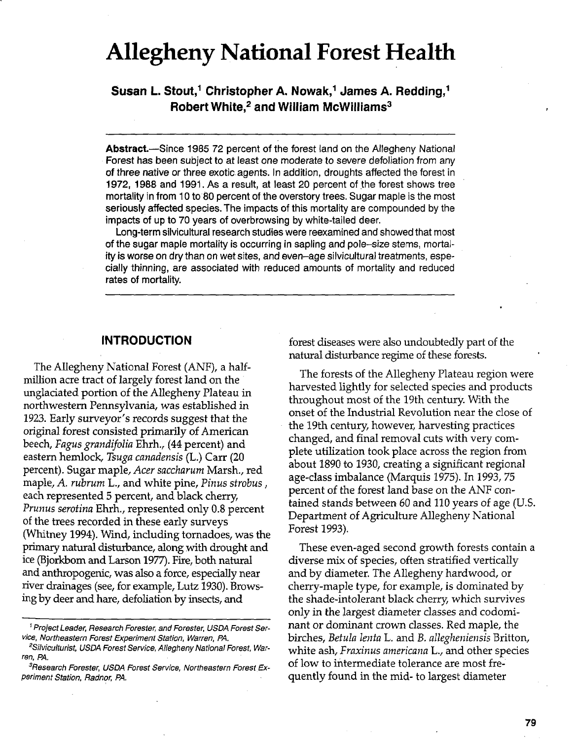# Allegheny National Forest Health

**Susan L. Stout,[1] Christopher A. Nowak,[1] James A. Redding,[1] Robert White,[2] and William McWilliams[3]**

**Abstract.**—Since 1985 72 percent of the forest land on the Allegheny National Forest has been subject to at least one moderate to severe defoliation from any of three native or three exotic agents. In addition, droughts affected the forest in 1972, 1988 and 1991. As a result, at least 20 percent of the forest shows tree mortality in from 10 to 80 percent of the overstory trees. Sugar maple is the most seriously affected species. The impacts of this mortality are compounded by the impacts of up to 70 years of overbrowsing by white-tailed deer.

Long-term silvicultural research studies were reexamined and showed that most of the sugar maple mortality is occurring in sapling and pole-size stems, mortality is worse on dry than on wet sites, and even-age silvicultural treatments, especially thinning, are associated with reduced amounts of mortality and reduced rates of mortality.

## INTRODUCTION

The Allegheny National Forest (ANF), a half-million acre tract of largely forest land on the unglaciated portion of the Allegheny Plateau in northwestern Pennsylvania, was established in 1923. Early surveyor's records suggest that the original forest consisted primarily of American beech, *Fagus grandifolia* Ehrh., (44 percent) and eastern hemlock, *Tsuga canadensis* (L.) Carr (20 percent). Sugar maple, *Acer saccharum* Marsh., red maple, *A. rubrum* L., and white pine, *Pinus strobus*, each represented 5 percent, and black cherry, *Prunus serotina* Ehrh., represented only 0.8 percent of the trees recorded in these early surveys (Whitney 1994). Wind, including tornadoes, was the primary natural disturbance, along with drought and ice (Bjorkbom and Larson 1977). Fire, both natural and anthropogenic, was also a force, especially near river drainages (see, for example, Lutz 1930). Browsing by deer and hare, defoliation by insects, and forest diseases were also undoubtedly part of the natural disturbance regime of these forests.

The forests of the Allegheny Plateau region were harvested lightly for selected species and products throughout most of the 19th century. With the onset of the Industrial Revolution near the close of the 19th century, however, harvesting practices changed, and final removal cuts with very complete utilization took place across the region from about 1890 to 1930, creating a significant regional age-class imbalance (Marquis 1975). In 1993, 75 percent of the forest land base on the ANF contained stands between 60 and 110 years of age (U.S. Department of Agriculture Allegheny National Forest 1993).

These even-aged second growth forests contain a diverse mix of species, often stratified vertically and by diameter. The Allegheny hardwood, or cherry-maple type, for example, is dominated by the shade-intolerant black cherry, which survives only in the largest diameter classes and codominant or dominant crown classes. Red maple, the birches, *Betula lenta* L. and *B. alleghaniensis* Britton, white ash, *Fraxinus americana* L., and other species of low to intermediate tolerance are most frequently found in the mid- to largest diameter

---

[1] Project Leader, Research Forester, and Forester, USDA Forest Service, Northeastern Forest Experiment Station, Warren, PA.

[2] Silviculturist, USDA Forest Service, Allegheny National Forest, Warren, PA.

[3] Research Forester, USDA Forest Service, Northeastern Forest Experiment Station, Radnor, PA.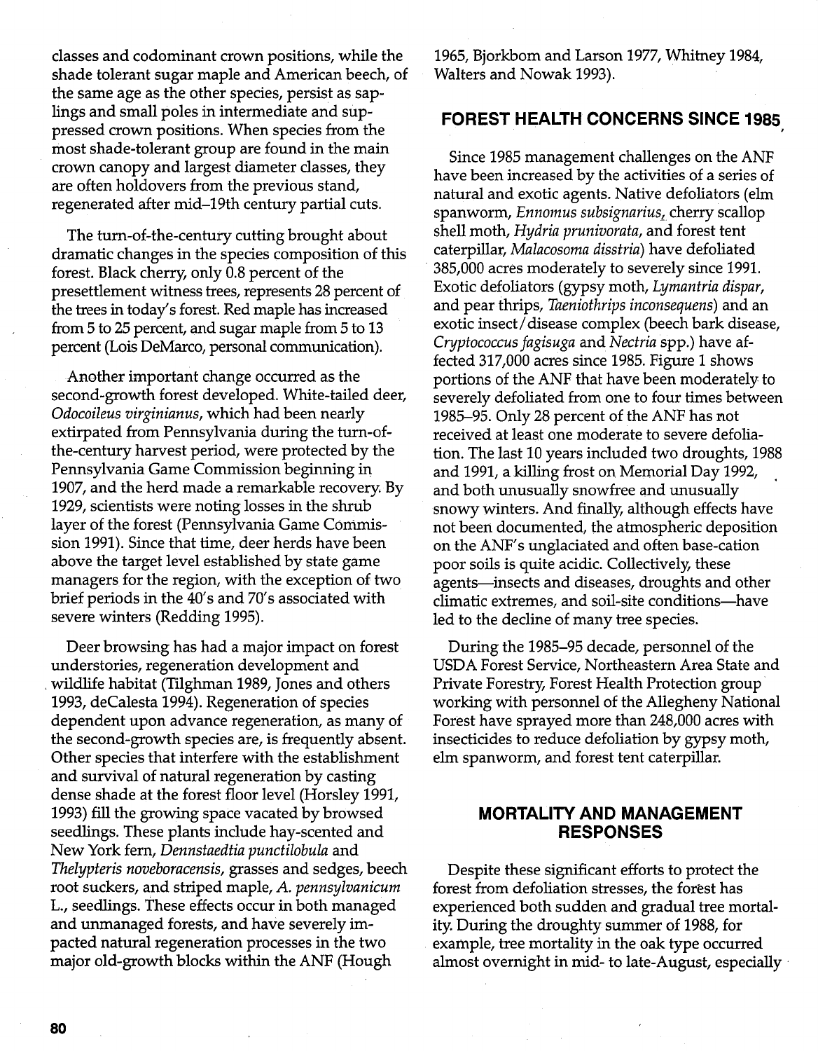classes and codominant crown positions, while the shade tolerant sugar maple and American beech, of the same age as the other species, persist as saplings and small poles in intermediate and suppressed crown positions. When species from the most shade-tolerant group are found in the main crown canopy and largest diameter classes, they are often holdovers from the previous stand, regenerated after mid–19th century partial cuts.

The turn-of-the-century cutting brought about dramatic changes in the species composition of this forest. Black cherry, only 0.8 percent of the presettlement witness trees, represents 28 percent of the trees in today's forest. Red maple has increased from 5 to 25 percent, and sugar maple from 5 to 13 percent (Lois DeMarco, personal communication).

Another important change occurred as the second-growth forest developed. White-tailed deer, *Odocoileus virginianus*, which had been nearly extirpated from Pennsylvania during the turn-of-the-century harvest period, were protected by the Pennsylvania Game Commission beginning in 1907, and the herd made a remarkable recovery. By 1929, scientists were noting losses in the shrub layer of the forest (Pennsylvania Game Commission 1991). Since that time, deer herds have been above the target level established by state game managers for the region, with the exception of two brief periods in the 40's and 70's associated with severe winters (Redding 1995).

Deer browsing has had a major impact on forest understories, regeneration development and wildlife habitat (Tilghman 1989, Jones and others 1993, deCalesta 1994). Regeneration of species dependent upon advance regeneration, as many of the second-growth species are, is frequently absent. Other species that interfere with the establishment and survival of natural regeneration by casting dense shade at the forest floor level (Horsley 1991, 1993) fill the growing space vacated by browsed seedlings. These plants include hay-scented and New York fern, *Dennstaedtia punctilobula* and *Thelypteris noveboracensis*, grasses and sedges, beech root suckers, and striped maple, *A. pennsylvanicum* L., seedlings. These effects occur in both managed and unmanaged forests, and have severely impacted natural regeneration processes in the two major old-growth blocks within the ANF (Hough 1965, Bjorkbom and Larson 1977, Whitney 1984, Walters and Nowak 1993).

## FOREST HEALTH CONCERNS SINCE 1985

Since 1985 management challenges on the ANF have been increased by the activities of a series of natural and exotic agents. Native defoliators (elm spanworm, *Ennomus subsignarius*, cherry scallop shell moth, *Hydria prunivorata*, and forest tent caterpillar, *Malacosoma disstria*) have defoliated 385,000 acres moderately to severely since 1991. Exotic defoliators (gypsy moth, *Lymantria dispar*, and pear thrips, *Taeniothrips inconsequens*) and an exotic insect/disease complex (beech bark disease, *Cryptococcus fagisuga* and *Nectria* spp.) have affected 317,000 acres since 1985. Figure 1 shows portions of the ANF that have been moderately to severely defoliated from one to four times between 1985–95. Only 28 percent of the ANF has not received at least one moderate to severe defoliation. The last 10 years included two droughts, 1988 and 1991, a killing frost on Memorial Day 1992, and both unusually snowfree and unusually snowy winters. And finally, although effects have not been documented, the atmospheric deposition on the ANF's unglaciated and often base-cation poor soils is quite acidic. Collectively, these agents—insects and diseases, droughts and other climatic extremes, and soil-site conditions—have led to the decline of many tree species.

During the 1985–95 decade, personnel of the USDA Forest Service, Northeastern Area State and Private Forestry, Forest Health Protection group working with personnel of the Allegheny National Forest have sprayed more than 248,000 acres with insecticides to reduce defoliation by gypsy moth, elm spanworm, and forest tent caterpillar.

## MORTALITY AND MANAGEMENT RESPONSES

Despite these significant efforts to protect the forest from defoliation stresses, the forest has experienced both sudden and gradual tree mortality. During the droughty summer of 1988, for example, tree mortality in the oak type occurred almost overnight in mid- to late-August, especially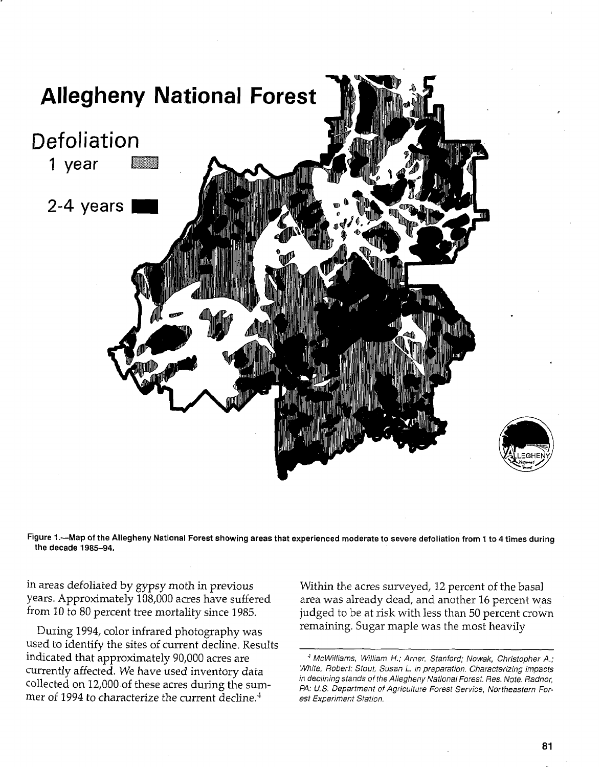Figure 1.—Map of the Allegheny National Forest showing areas that experienced moderate to severe defoliation from 1 to 4 times during the decade 1985–94.

in areas defoliated by gypsy moth in previous years. Approximately 108,000 acres have suffered from 10 to 80 percent tree mortality since 1985.

During 1994, color infrared photography was used to identify the sites of current decline. Results indicated that approximately 90,000 acres are currently affected. We have used inventory data collected on 12,000 of these acres during the summer of 1994 to characterize the current decline.[4]

Within the acres surveyed, 12 percent of the basal area was already dead, and another 16 percent was judged to be at risk with less than 50 percent crown remaining. Sugar maple was the most heavily

[4] McWilliams, William H.; Arner, Stanford; Nowak, Christopher A.; White, Robert; Stout, Susan L. in preparation. Characterizing impacts in declining stands of the Allegheny National Forest. Res. Note. Radnor, PA: U.S. Department of Agriculture Forest Service, Northeastern Forest Experiment Station.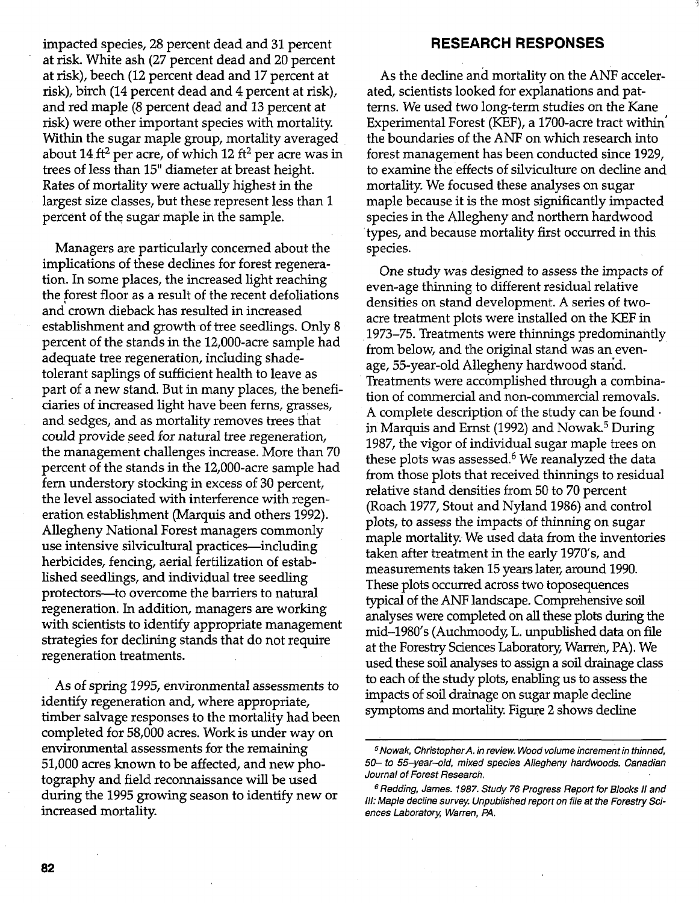impacted species, 28 percent dead and 31 percent at risk. White ash (27 percent dead and 20 percent at risk), beech (12 percent dead and 17 percent at risk), birch (14 percent dead and 4 percent at risk), and red maple (8 percent dead and 13 percent at risk) were other important species with mortality. Within the sugar maple group, mortality averaged about 14 ft$^2$ per acre, of which 12 ft$^2$ per acre was in trees of less than 15" diameter at breast height. Rates of mortality were actually highest in the largest size classes, but these represent less than 1 percent of the sugar maple in the sample.

Managers are particularly concerned about the implications of these declines for forest regeneration. In some places, the increased light reaching the forest floor as a result of the recent defoliations and crown dieback has resulted in increased establishment and growth of tree seedlings. Only 8 percent of the stands in the 12,000-acre sample had adequate tree regeneration, including shade-tolerant saplings of sufficient health to leave as part of a new stand. But in many places, the beneficiaries of increased light have been ferns, grasses, and sedges, and as mortality removes trees that could provide seed for natural tree regeneration, the management challenges increase. More than 70 percent of the stands in the 12,000-acre sample had fern understory stocking in excess of 30 percent, the level associated with interference with regeneration establishment (Marquis and others 1992). Allegheny National Forest managers commonly use intensive silvicultural practices—including herbicides, fencing, aerial fertilization of established seedlings, and individual tree seedling protectors—to overcome the barriers to natural regeneration. In addition, managers are working with scientists to identify appropriate management strategies for declining stands that do not require regeneration treatments.

As of spring 1995, environmental assessments to identify regeneration and, where appropriate, timber salvage responses to the mortality had been completed for 58,000 acres. Work is under way on environmental assessments for the remaining 51,000 acres known to be affected, and new photography and field reconnaissance will be used during the 1995 growing season to identify new or increased mortality.

## RESEARCH RESPONSES

As the decline and mortality on the ANF accelerated, scientists looked for explanations and patterns. We used two long-term studies on the Kane Experimental Forest (KEF), a 1700-acre tract within the boundaries of the ANF on which research into forest management has been conducted since 1929, to examine the effects of silviculture on decline and mortality. We focused these analyses on sugar maple because it is the most significantly impacted species in the Allegheny and northern hardwood types, and because mortality first occurred in this species.

One study was designed to assess the impacts of even-age thinning to different residual relative densities on stand development. A series of two-acre treatment plots were installed on the KEF in 1973–75. Treatments were thinnings predominantly from below, and the original stand was an even-age, 55-year-old Allegheny hardwood stand. Treatments were accomplished through a combination of commercial and non-commercial removals. A complete description of the study can be found in Marquis and Ernst (1992) and Nowak.[5] During 1987, the vigor of individual sugar maple trees on these plots was assessed.[6] We reanalyzed the data from those plots that received thinnings to residual relative stand densities from 50 to 70 percent (Roach 1977, Stout and Nyland 1986) and control plots, to assess the impacts of thinning on sugar maple mortality. We used data from the inventories taken after treatment in the early 1970's, and measurements taken 15 years later, around 1990. These plots occurred across two toposequences typical of the ANF landscape. Comprehensive soil analyses were completed on all these plots during the mid–1980's (Auchmoody, L. unpublished data on file at the Forestry Sciences Laboratory, Warren, PA). We used these soil analyses to assign a soil drainage class to each of the study plots, enabling us to assess the impacts of soil drainage on sugar maple decline symptoms and mortality. Figure 2 shows decline

---

[5] *Nowak, Christopher A. in review. Wood volume increment in thinned, 50- to 55-year-old, mixed species Allegheny hardwoods. Canadian Journal of Forest Research.*

[6] *Redding, James. 1987. Study 76 Progress Report for Blocks II and III: Maple decline survey. Unpublished report on file at the Forestry Sciences Laboratory, Warren, PA.*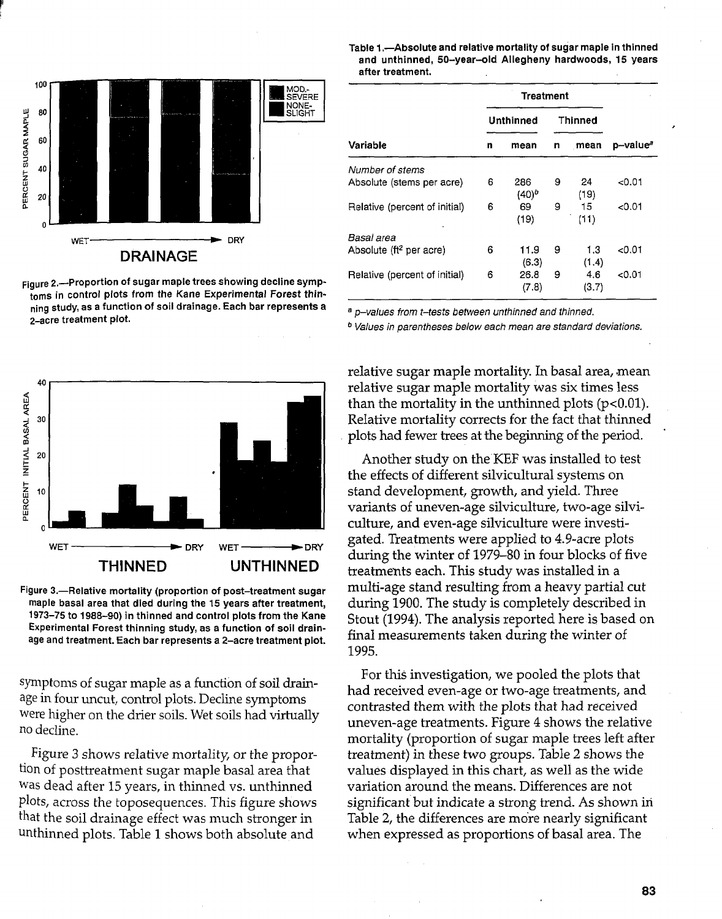Figure 2.—Proportion of sugar maple trees showing decline symptoms in control plots from the Kane Experimental Forest thinning study, as a function of soil drainage. Each bar represents a 2-acre treatment plot.

Figure 3.—Relative mortality (proportion of post-treatment sugar maple basal area that died during the 15 years after treatment, 1973–75 to 1988–90) in thinned and control plots from the Kane Experimental Forest thinning study, as a function of soil drainage and treatment. Each bar represents a 2-acre treatment plot.

symptoms of sugar maple as a function of soil drainage in four uncut, control plots. Decline symptoms were higher on the drier soils. Wet soils had virtually no decline.

Figure 3 shows relative mortality, or the proportion of posttreatment sugar maple basal area that was dead after 15 years, in thinned vs. unthinned plots, across the toposequences. This figure shows that the soil drainage effect was much stronger in unthinned plots. Table 1 shows both absolute and relative sugar maple mortality. In basal area, mean relative sugar maple mortality was six times less than the mortality in the unthinned plots ($p<0.01$). Relative mortality corrects for the fact that thinned plots had fewer trees at the beginning of the period.

**Table 1.—Absolute and relative mortality of sugar maple in thinned and unthinned, 50-year-old Allegheny hardwoods, 15 years after treatment.**

| | Treatment | | | | |
|---|---|---|---|---|---|
| | Unthinned | | Thinned | | |
| Variable | n | mean | n | mean | p-value[a] |
| *Number of stems* | | | | | |
| Absolute (stems per acre) | 6 | 286 (40)[b] | 9 | 24 (19) | <0.01 |
| Relative (percent of initial) | 6 | 69 (19) | 9 | 15 (11) | <0.01 |
| *Basal area* | | | | | |
| Absolute (ft² per acre) | 6 | 11.9 (6.3) | 9 | 1.3 (1.4) | <0.01 |
| Relative (percent of initial) | 6 | 26.8 (7.8) | 9 | 4.6 (3.7) | <0.01 |

[a] *p-values from t-tests between unthinned and thinned.*

[b] *Values in parentheses below each mean are standard deviations.*

Another study on the KEF was installed to test the effects of different silvicultural systems on stand development, growth, and yield. Three variants of uneven-age silviculture, two-age silviculture, and even-age silviculture were investigated. Treatments were applied to 4.9-acre plots during the winter of 1979–80 in four blocks of five treatments each. This study was installed in a multi-age stand resulting from a heavy partial cut during 1900. The study is completely described in Stout (1994). The analysis reported here is based on final measurements taken during the winter of 1995.

For this investigation, we pooled the plots that had received even-age or two-age treatments, and contrasted them with the plots that had received uneven-age treatments. Figure 4 shows the relative mortality (proportion of sugar maple trees left after treatment) in these two groups. Table 2 shows the values displayed in this chart, as well as the wide variation around the means. Differences are not significant but indicate a strong trend. As shown in Table 2, the differences are more nearly significant when expressed as proportions of basal area. The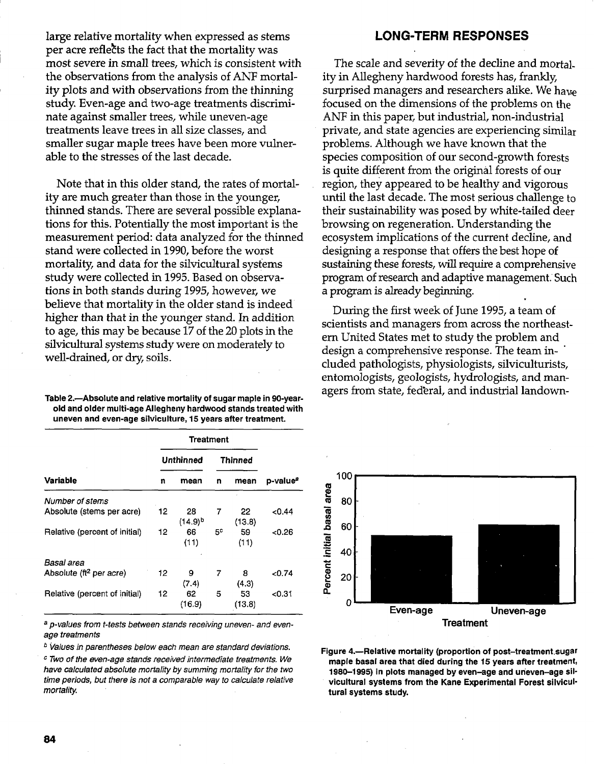large relative mortality when expressed as stems per acre reflects the fact that the mortality was most severe in small trees, which is consistent with the observations from the analysis of ANF mortality plots and with observations from the thinning study. Even-age and two-age treatments discriminate against smaller trees, while uneven-age treatments leave trees in all size classes, and smaller sugar maple trees have been more vulnerable to the stresses of the last decade.

Note that in this older stand, the rates of mortality are much greater than those in the younger, thinned stands. There are several possible explanations for this. Potentially the most important is the measurement period: data analyzed for the thinned stand were collected in 1990, before the worst mortality, and data for the silvicultural systems study were collected in 1995. Based on observations in both stands during 1995, however, we believe that mortality in the older stand is indeed higher than that in the younger stand. In addition to age, this may be because 17 of the 20 plots in the silvicultural systems study were on moderately to well-drained, or dry, soils.

**Table 2.—Absolute and relative mortality of sugar maple in 90-year-old and older multi-age Allegheny hardwood stands treated with uneven and even-age silviculture, 15 years after treatment.**

| | Treatment | | | | |
|---|---|---|---|---|---|
| | Unthinned | | Thinned | | |
| Variable | n | mean | n | mean | p-value[a] |
| *Number of stems* | | | | | |
| Absolute (stems per acre) | 12 | 28 (14.9)[b] | 7 | 22 (13.8) | <0.44 |
| Relative (percent of initial) | 12 | 66 (11) | 5[c] | 59 (11) | <0.26 |
| *Basal area* | | | | | |
| Absolute ($ft^2$ per acre) | 12 | 9 (7.4) | 7 | 8 (4.3) | <0.74 |
| Relative (percent of initial) | 12 | 62 (16.9) | 5 | 53 (13.8) | <0.31 |

[a] *p-values from t-tests between stands receiving uneven- and even-age treatments*

[b] *Values in parentheses below each mean are standard deviations.*

[c] *Two of the even-age stands received intermediate treatments. We have calculated absolute mortality by summing mortality for the two time periods, but there is not a comparable way to calculate relative mortality.*

## LONG-TERM RESPONSES

The scale and severity of the decline and mortality in Allegheny hardwood forests has, frankly, surprised managers and researchers alike. We have focused on the dimensions of the problems on the ANF in this paper, but industrial, non-industrial private, and state agencies are experiencing similar problems. Although we have known that the species composition of our second-growth forests is quite different from the original forests of our region, they appeared to be healthy and vigorous until the last decade. The most serious challenge to their sustainability was posed by white-tailed deer browsing on regeneration. Understanding the ecosystem implications of the current decline, and designing a response that offers the best hope of sustaining these forests, will require a comprehensive program of research and adaptive management. Such a program is already beginning.

During the first week of June 1995, a team of scientists and managers from across the northeastern United States met to study the problem and design a comprehensive response. The team included pathologists, physiologists, silviculturists, entomologists, geologists, hydrologists, and managers from state, federal, and industrial landown-

**Figure 4.—Relative mortality (proportion of post-treatment sugar maple basal area that died during the 15 years after treatment, 1980–1995) in plots managed by even-age and uneven-age silvicultural systems from the Kane Experimental Forest silvicultural systems study.**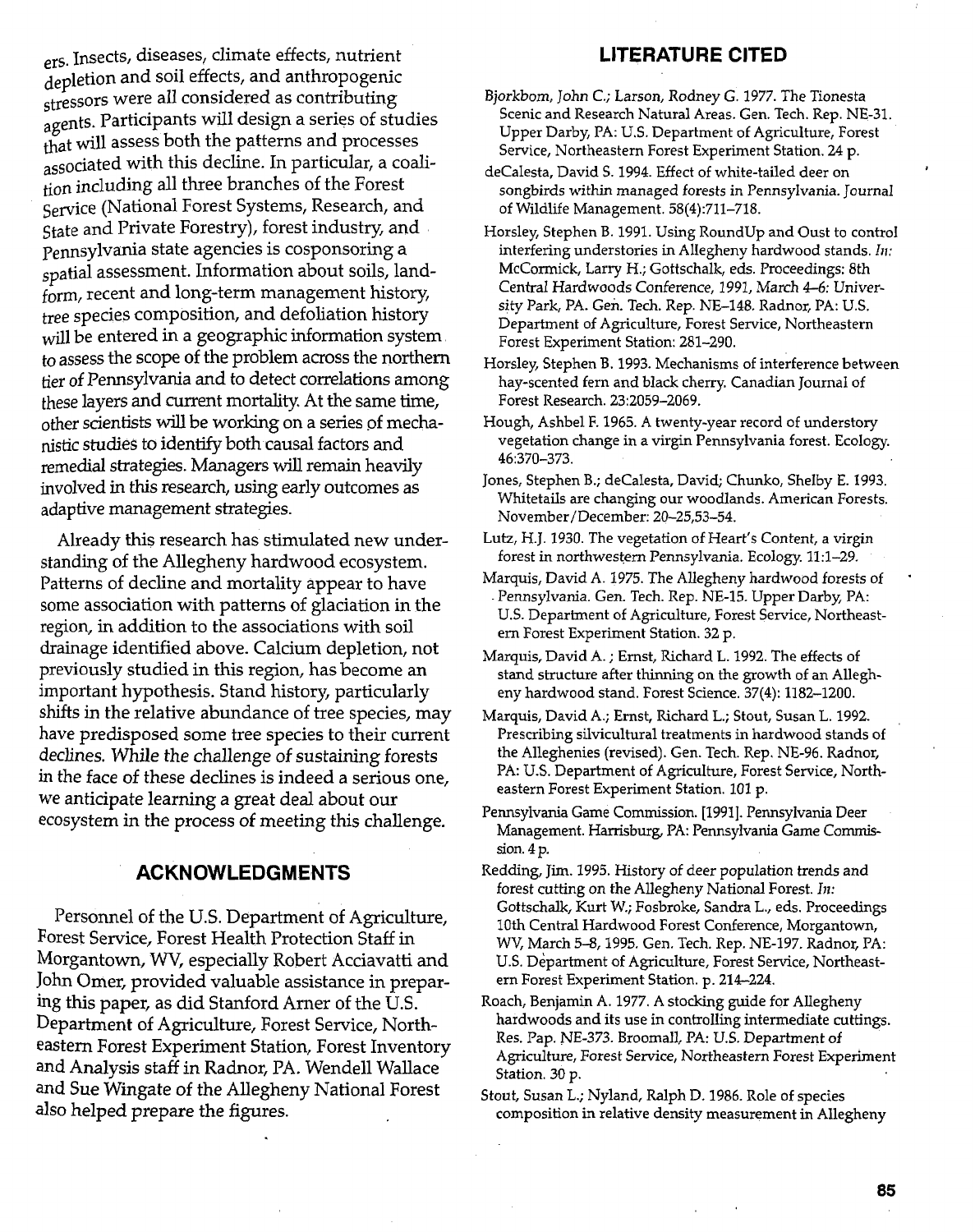ers. Insects, diseases, climate effects, nutrient depletion and soil effects, and anthropogenic stressors were all considered as contributing agents. Participants will design a series of studies that will assess both the patterns and processes associated with this decline. In particular, a coalition including all three branches of the Forest Service (National Forest Systems, Research, and State and Private Forestry), forest industry, and Pennsylvania state agencies is cosponsoring a spatial assessment. Information about soils, landform, recent and long-term management history, tree species composition, and defoliation history will be entered in a geographic information system to assess the scope of the problem across the northern tier of Pennsylvania and to detect correlations among these layers and current mortality. At the same time, other scientists will be working on a series of mechanistic studies to identify both causal factors and remedial strategies. Managers will remain heavily involved in this research, using early outcomes as adaptive management strategies.

Already this research has stimulated new understanding of the Allegheny hardwood ecosystem. Patterns of decline and mortality appear to have some association with patterns of glaciation in the region, in addition to the associations with soil drainage identified above. Calcium depletion, not previously studied in this region, has become an important hypothesis. Stand history, particularly shifts in the relative abundance of tree species, may have predisposed some tree species to their current declines. While the challenge of sustaining forests in the face of these declines is indeed a serious one, we anticipate learning a great deal about our ecosystem in the process of meeting this challenge.

## ACKNOWLEDGMENTS

Personnel of the U.S. Department of Agriculture, Forest Service, Forest Health Protection Staff in Morgantown, WV, especially Robert Acciavatti and John Omer, provided valuable assistance in preparing this paper, as did Stanford Arner of the U.S. Department of Agriculture, Forest Service, Northeastern Forest Experiment Station, Forest Inventory and Analysis staff in Radnor, PA. Wendell Wallace and Sue Wingate of the Allegheny National Forest also helped prepare the figures.

## LITERATURE CITED

Bjorkbom, John C.; Larson, Rodney G. 1977. The Tionesta Scenic and Research Natural Areas. Gen. Tech. Rep. NE-31. Upper Darby, PA: U.S. Department of Agriculture, Forest Service, Northeastern Forest Experiment Station. 24 p.

deCalesta, David S. 1994. Effect of white-tailed deer on songbirds within managed forests in Pennsylvania. Journal of Wildlife Management. 58(4):711–718.

Horsley, Stephen B. 1991. Using RoundUp and Oust to control interfering understories in Allegheny hardwood stands. *In:* McCormick, Larry H.; Gottschalk, eds. Proceedings: 8th Central Hardwoods Conference, 1991, March 4–6: University Park, PA. Gen. Tech. Rep. NE-148. Radnor, PA: U.S. Department of Agriculture, Forest Service, Northeastern Forest Experiment Station: 281–290.

Horsley, Stephen B. 1993. Mechanisms of interference between hay-scented fern and black cherry. Canadian Journal of Forest Research. 23:2059–2069.

Hough, Ashbel F. 1965. A twenty-year record of understory vegetation change in a virgin Pennsylvania forest. Ecology. 46:370–373.

Jones, Stephen B.; deCalesta, David; Chunko, Shelby E. 1993. Whitetails are changing our woodlands. American Forests. November/December: 20–25,53–54.

Lutz, H.J. 1930. The vegetation of Heart's Content, a virgin forest in northwestern Pennsylvania. Ecology. 11:1–29.

Marquis, David A. 1975. The Allegheny hardwood forests of Pennsylvania. Gen. Tech. Rep. NE-15. Upper Darby, PA: U.S. Department of Agriculture, Forest Service, Northeastern Forest Experiment Station. 32 p.

Marquis, David A. ; Ernst, Richard L. 1992. The effects of stand structure after thinning on the growth of an Allegheny hardwood stand. Forest Science. 37(4): 1182–1200.

Marquis, David A.; Ernst, Richard L.; Stout, Susan L. 1992. Prescribing silvicultural treatments in hardwood stands of the Alleghenies (revised). Gen. Tech. Rep. NE-96. Radnor, PA: U.S. Department of Agriculture, Forest Service, Northeastern Forest Experiment Station. 101 p.

Pennsylvania Game Commission. [1991]. Pennsylvania Deer Management. Harrisburg, PA: Pennsylvania Game Commission. 4 p.

Redding, Jim. 1995. History of deer population trends and forest cutting on the Allegheny National Forest. *In:* Gottschalk, Kurt W.; Fosbroke, Sandra L., eds. Proceedings 10th Central Hardwood Forest Conference, Morgantown, WV, March 5–8, 1995. Gen. Tech. Rep. NE-197. Radnor, PA: U.S. Department of Agriculture, Forest Service, Northeastern Forest Experiment Station. p. 214–224.

Roach, Benjamin A. 1977. A stocking guide for Allegheny hardwoods and its use in controlling intermediate cuttings. Res. Pap. NE-373. Broomall, PA: U.S. Department of Agriculture, Forest Service, Northeastern Forest Experiment Station. 30 p.

Stout, Susan L.; Nyland, Ralph D. 1986. Role of species composition in relative density measurement in Allegheny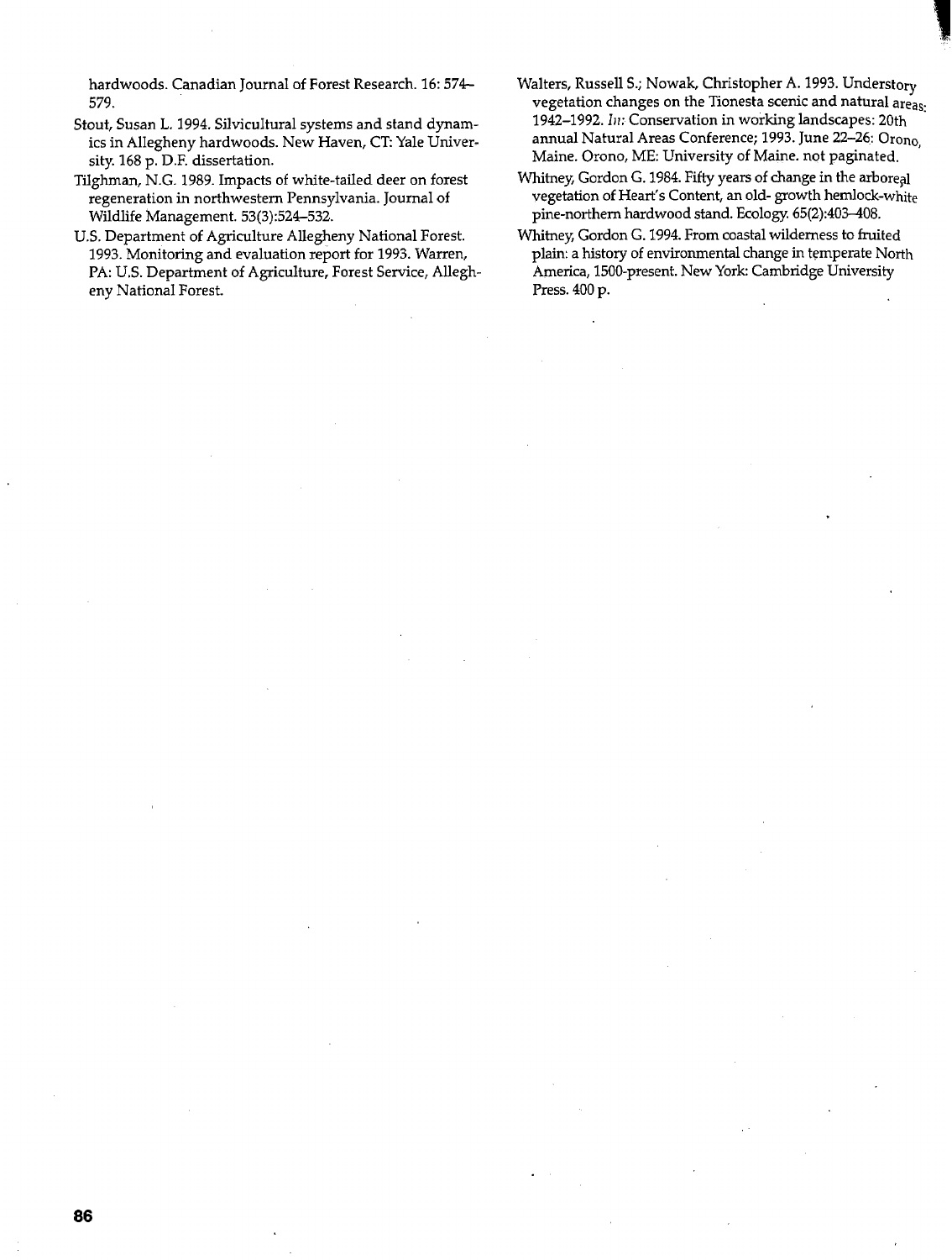hardwoods. Canadian Journal of Forest Research. 16: 574–579.

Stout, Susan L. 1994. Silvicultural systems and stand dynamics in Allegheny hardwoods. New Haven, CT: Yale University. 168 p. D.F. dissertation.

Tilghman, N.G. 1989. Impacts of white-tailed deer on forest regeneration in northwestern Pennsylvania. Journal of Wildlife Management. 53(3):524–532.

U.S. Department of Agriculture Allegheny National Forest. 1993. Monitoring and evaluation report for 1993. Warren, PA: U.S. Department of Agriculture, Forest Service, Allegheny National Forest.

Walters, Russell S.; Nowak, Christopher A. 1993. Understory vegetation changes on the Tionesta scenic and natural areas: 1942–1992. *In:* Conservation in working landscapes: 20th annual Natural Areas Conference; 1993. June 22–26: Orono, Maine. Orono, ME: University of Maine. not paginated.

Whitney, Gordon G. 1984. Fifty years of change in the arboreal vegetation of Heart's Content, an old- growth hemlock-white pine-northern hardwood stand. Ecology. 65(2):403–408.

Whitney, Gordon G. 1994. From coastal wilderness to fruited plain: a history of environmental change in temperate North America, 1500-present. New York: Cambridge University Press. 400 p.